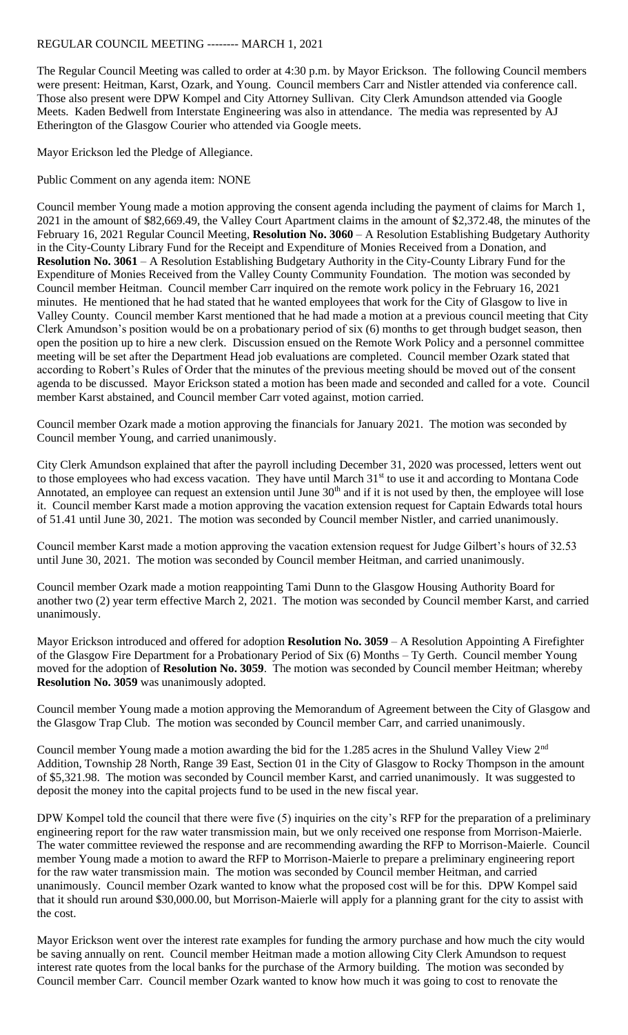REGULAR COUNCIL MEETING -------- MARCH 1, 2021

The Regular Council Meeting was called to order at 4:30 p.m. by Mayor Erickson. The following Council members were present: Heitman, Karst, Ozark, and Young. Council members Carr and Nistler attended via conference call. Those also present were DPW Kompel and City Attorney Sullivan. City Clerk Amundson attended via Google Meets. Kaden Bedwell from Interstate Engineering was also in attendance. The media was represented by AJ Etherington of the Glasgow Courier who attended via Google meets.

Mayor Erickson led the Pledge of Allegiance.

Public Comment on any agenda item: NONE

Council member Young made a motion approving the consent agenda including the payment of claims for March 1, 2021 in the amount of $82,669.49, the Valley Court Apartment claims in the amount of $2,372.48, the minutes of the February 16, 2021 Regular Council Meeting, **Resolution No. 3060** – A Resolution Establishing Budgetary Authority in the City-County Library Fund for the Receipt and Expenditure of Monies Received from a Donation, and **Resolution No. 3061** – A Resolution Establishing Budgetary Authority in the City-County Library Fund for the Expenditure of Monies Received from the Valley County Community Foundation. The motion was seconded by Council member Heitman. Council member Carr inquired on the remote work policy in the February 16, 2021 minutes. He mentioned that he had stated that he wanted employees that work for the City of Glasgow to live in Valley County. Council member Karst mentioned that he had made a motion at a previous council meeting that City Clerk Amundson's position would be on a probationary period of six (6) months to get through budget season, then open the position up to hire a new clerk. Discussion ensued on the Remote Work Policy and a personnel committee meeting will be set after the Department Head job evaluations are completed. Council member Ozark stated that according to Robert's Rules of Order that the minutes of the previous meeting should be moved out of the consent agenda to be discussed. Mayor Erickson stated a motion has been made and seconded and called for a vote. Council member Karst abstained, and Council member Carr voted against, motion carried.

Council member Ozark made a motion approving the financials for January 2021. The motion was seconded by Council member Young, and carried unanimously.

City Clerk Amundson explained that after the payroll including December 31, 2020 was processed, letters went out to those employees who had excess vacation. They have until March 31st to use it and according to Montana Code Annotated, an employee can request an extension until June 30th and if it is not used by then, the employee will lose it. Council member Karst made a motion approving the vacation extension request for Captain Edwards total hours of 51.41 until June 30, 2021. The motion was seconded by Council member Nistler, and carried unanimously.

Council member Karst made a motion approving the vacation extension request for Judge Gilbert's hours of 32.53 until June 30, 2021. The motion was seconded by Council member Heitman, and carried unanimously.

Council member Ozark made a motion reappointing Tami Dunn to the Glasgow Housing Authority Board for another two (2) year term effective March 2, 2021. The motion was seconded by Council member Karst, and carried unanimously.

Mayor Erickson introduced and offered for adoption **Resolution No. 3059** – A Resolution Appointing A Firefighter of the Glasgow Fire Department for a Probationary Period of Six (6) Months – Ty Gerth. Council member Young moved for the adoption of **Resolution No. 3059**. The motion was seconded by Council member Heitman; whereby **Resolution No. 3059** was unanimously adopted.

Council member Young made a motion approving the Memorandum of Agreement between the City of Glasgow and the Glasgow Trap Club. The motion was seconded by Council member Carr, and carried unanimously.

Council member Young made a motion awarding the bid for the 1.285 acres in the Shulund Valley View 2nd Addition, Township 28 North, Range 39 East, Section 01 in the City of Glasgow to Rocky Thompson in the amount of $5,321.98. The motion was seconded by Council member Karst, and carried unanimously. It was suggested to deposit the money into the capital projects fund to be used in the new fiscal year.

DPW Kompel told the council that there were five (5) inquiries on the city's RFP for the preparation of a preliminary engineering report for the raw water transmission main, but we only received one response from Morrison-Maierle. The water committee reviewed the response and are recommending awarding the RFP to Morrison-Maierle. Council member Young made a motion to award the RFP to Morrison-Maierle to prepare a preliminary engineering report for the raw water transmission main. The motion was seconded by Council member Heitman, and carried unanimously. Council member Ozark wanted to know what the proposed cost will be for this. DPW Kompel said that it should run around $30,000.00, but Morrison-Maierle will apply for a planning grant for the city to assist with the cost.

Mayor Erickson went over the interest rate examples for funding the armory purchase and how much the city would be saving annually on rent. Council member Heitman made a motion allowing City Clerk Amundson to request interest rate quotes from the local banks for the purchase of the Armory building. The motion was seconded by Council member Carr. Council member Ozark wanted to know how much it was going to cost to renovate the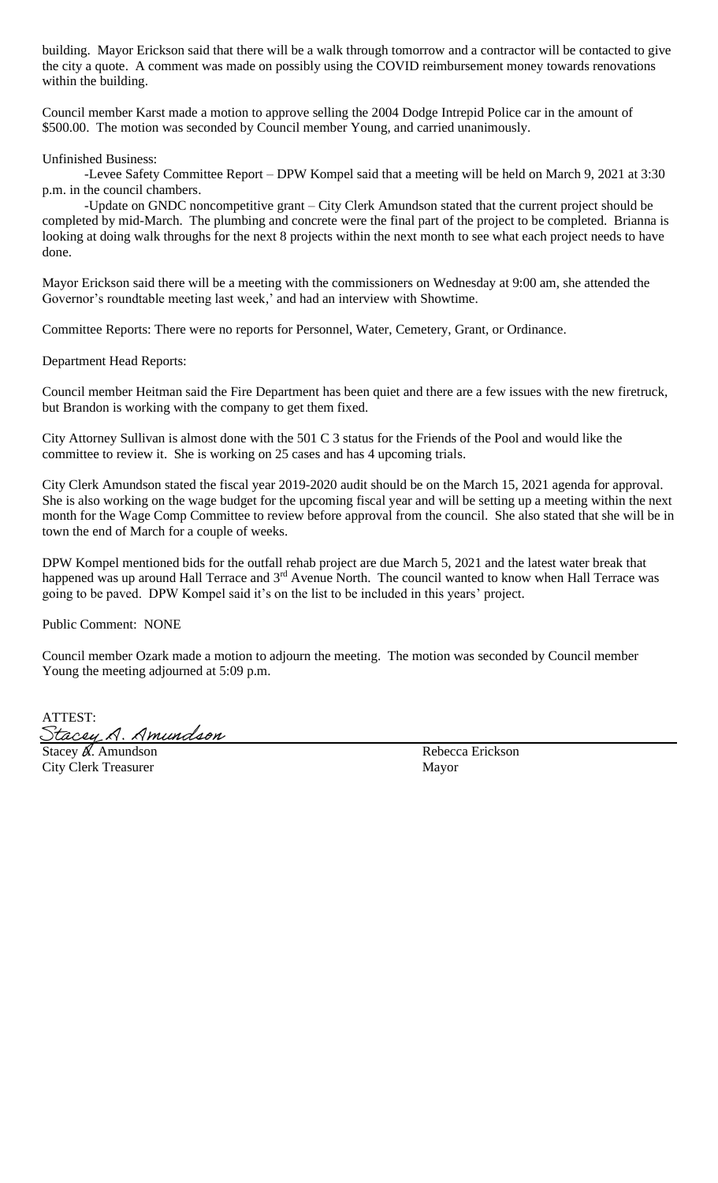building. Mayor Erickson said that there will be a walk through tomorrow and a contractor will be contacted to give the city a quote. A comment was made on possibly using the COVID reimbursement money towards renovations within the building.

Council member Karst made a motion to approve selling the 2004 Dodge Intrepid Police car in the amount of $500.00. The motion was seconded by Council member Young, and carried unanimously.

Unfinished Business:

-Levee Safety Committee Report – DPW Kompel said that a meeting will be held on March 9, 2021 at 3:30 p.m. in the council chambers.

-Update on GNDC noncompetitive grant – City Clerk Amundson stated that the current project should be completed by mid-March. The plumbing and concrete were the final part of the project to be completed. Brianna is looking at doing walk throughs for the next 8 projects within the next month to see what each project needs to have done.

Mayor Erickson said there will be a meeting with the commissioners on Wednesday at 9:00 am, she attended the Governor's roundtable meeting last week,' and had an interview with Showtime.

Committee Reports: There were no reports for Personnel, Water, Cemetery, Grant, or Ordinance.

Department Head Reports:

Council member Heitman said the Fire Department has been quiet and there are a few issues with the new firetruck, but Brandon is working with the company to get them fixed.

City Attorney Sullivan is almost done with the 501 C 3 status for the Friends of the Pool and would like the committee to review it. She is working on 25 cases and has 4 upcoming trials.

City Clerk Amundson stated the fiscal year 2019-2020 audit should be on the March 15, 2021 agenda for approval. She is also working on the wage budget for the upcoming fiscal year and will be setting up a meeting within the next month for the Wage Comp Committee to review before approval from the council. She also stated that she will be in town the end of March for a couple of weeks.

DPW Kompel mentioned bids for the outfall rehab project are due March 5, 2021 and the latest water break that happened was up around Hall Terrace and 3rd Avenue North. The council wanted to know when Hall Terrace was going to be paved. DPW Kompel said it's on the list to be included in this years' project.

Public Comment: NONE

Council member Ozark made a motion to adjourn the meeting. The motion was seconded by Council member Young the meeting adjourned at 5:09 p.m.

ATTEST:

*Stacey A. Amundson*

Stacey A. Amundson
City Clerk Treasurer

Rebecca Erickson
Mayor